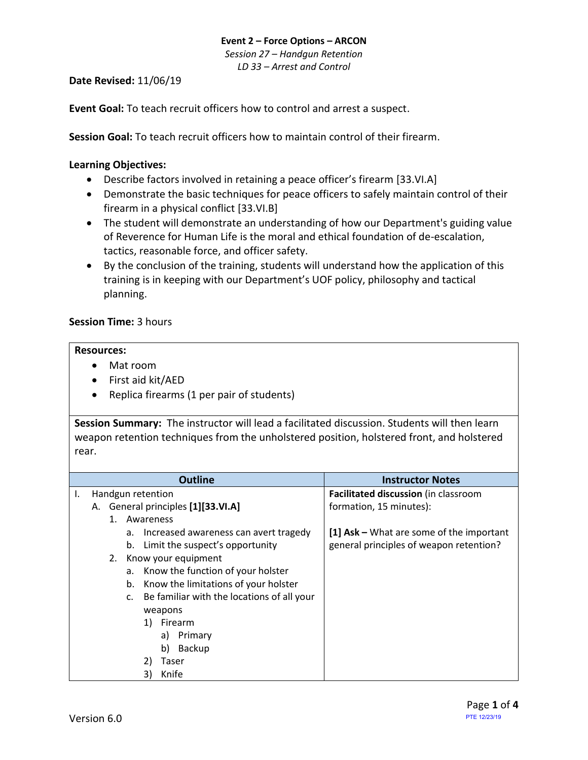**Event 2 – Force Options – ARCON**

*Session 27 – Handgun Retention*

*LD 33 – Arrest and Control*

**Date Revised:** 11/06/19

**Event Goal:** To teach recruit officers how to control and arrest a suspect.

**Session Goal:** To teach recruit officers how to maintain control of their firearm.

**Learning Objectives:**

- Describe factors involved in retaining a peace officer's firearm [33.VI.A]
- Demonstrate the basic techniques for peace officers to safely maintain control of their firearm in a physical conflict [33.VI.B]
- The student will demonstrate an understanding of how our Department's guiding value of Reverence for Human Life is the moral and ethical foundation of de-escalation, tactics, reasonable force, and officer safety.
- By the conclusion of the training, students will understand how the application of this training is in keeping with our Department's UOF policy, philosophy and tactical planning.

**Session Time:** 3 hours

**Resources:**

- Mat room
- First aid kit/AED
- Replica firearms (1 per pair of students)

**Session Summary:** The instructor will lead a facilitated discussion. Students will then learn weapon retention techniques from the unholstered position, holstered front, and holstered rear.

| Outline | Instructor Notes |
|---|---|
| I. Handgun retention<br>A. General principles **[1][33.VI.A]**<br>1. Awareness<br>a. Increased awareness can avert tragedy<br>b. Limit the suspect's opportunity<br>2. Know your equipment<br>a. Know the function of your holster<br>b. Know the limitations of your holster<br>c. Be familiar with the locations of all your weapons<br>1) Firearm<br>a) Primary<br>b) Backup<br>2) Taser<br>3) Knife | **Facilitated discussion** (in classroom formation, 15 minutes):<br><br>**[1] Ask –** What are some of the important general principles of weapon retention? |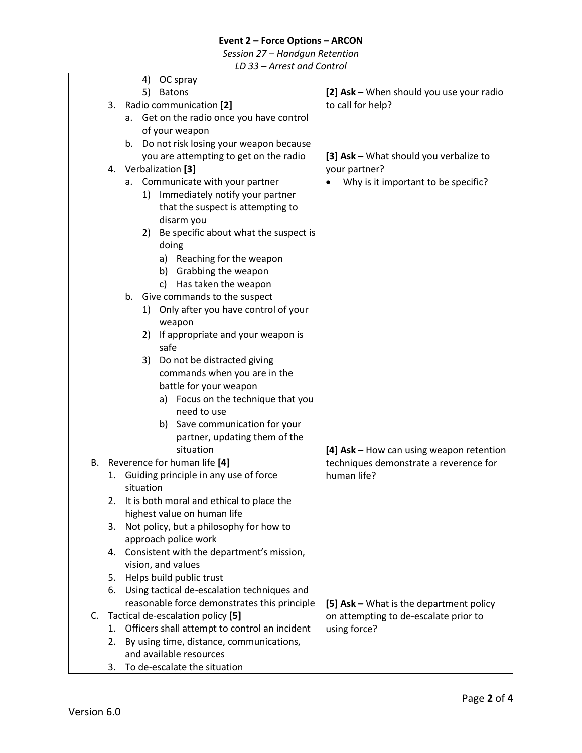| | |
|---|---|
| 4) OC spray<br>5) Batons<br>3. Radio communication **[2]**<br>a. Get on the radio once you have control of your weapon<br>b. Do not risk losing your weapon because you are attempting to get on the radio<br>4. Verbalization **[3]**<br>a. Communicate with your partner<br>1) Immediately notify your partner that the suspect is attempting to disarm you<br>2) Be specific about what the suspect is doing<br>a) Reaching for the weapon<br>b) Grabbing the weapon<br>c) Has taken the weapon<br>b. Give commands to the suspect<br>1) Only after you have control of your weapon<br>2) If appropriate and your weapon is safe<br>3) Do not be distracted giving commands when you are in the battle for your weapon<br>a) Focus on the technique that you need to use<br>b) Save communication for your partner, updating them of the situation | **[2] Ask –** When should you use your radio to call for help?<br><br>**[3] Ask –** What should you verbalize to your partner?<br>• Why is it important to be specific? |
| B. Reverence for human life **[4]**<br>1. Guiding principle in any use of force situation<br>2. It is both moral and ethical to place the highest value on human life<br>3. Not policy, but a philosophy for how to approach police work<br>4. Consistent with the department's mission, vision, and values<br>5. Helps build public trust<br>6. Using tactical de-escalation techniques and reasonable force demonstrates this principle | **[4] Ask –** How can using weapon retention techniques demonstrate a reverence for human life? |
| C. Tactical de-escalation policy **[5]**<br>1. Officers shall attempt to control an incident<br>2. By using time, distance, communications, and available resources<br>3. To de-escalate the situation | **[5] Ask –** What is the department policy on attempting to de-escalate prior to using force? |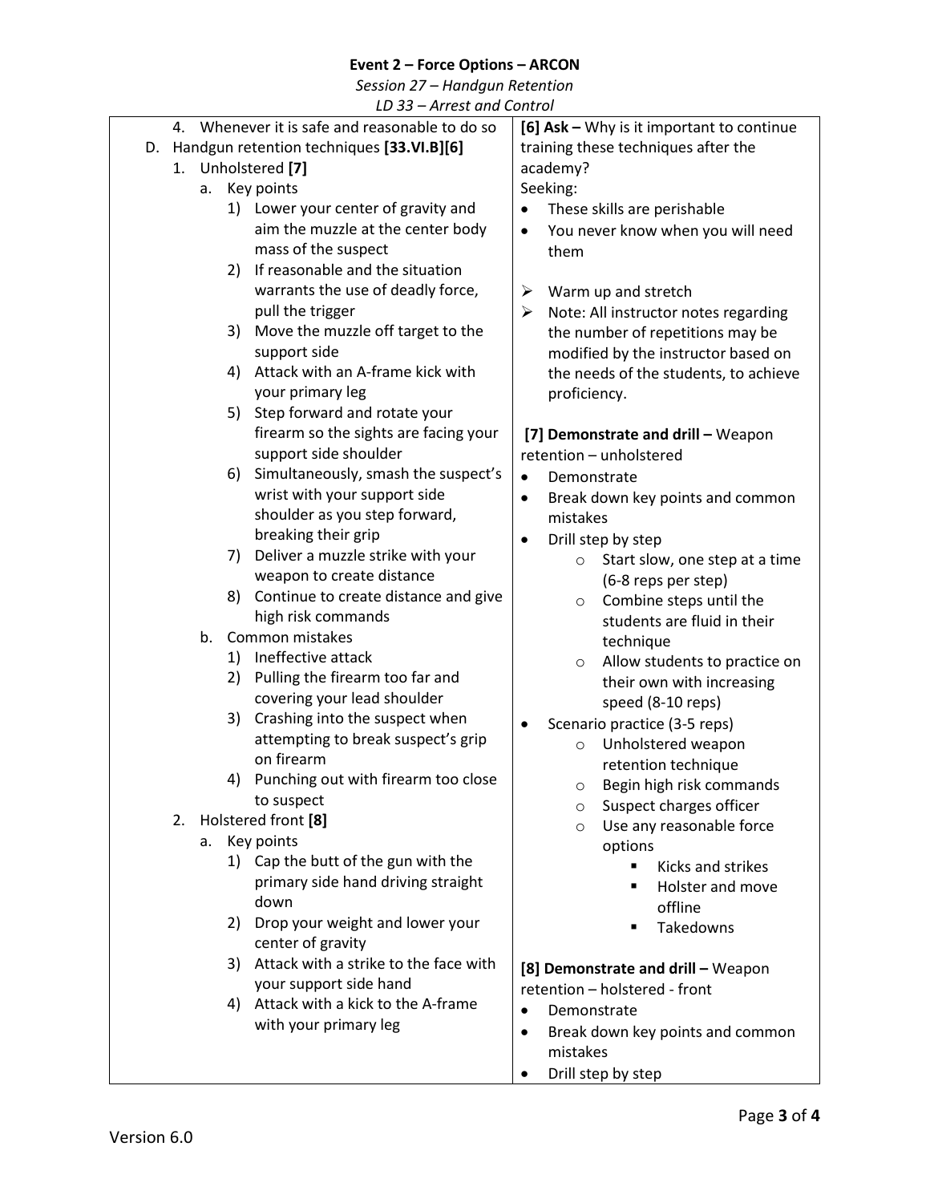**Event 2 – Force Options – ARCON**

*Session 27 – Handgun Retention*

*LD 33 – Arrest and Control*

| | |
|---|---|
| 4. Whenever it is safe and reasonable to do so<br><br>D. Handgun retention techniques **[33.VI.B][6]**<br>&nbsp;&nbsp;1. Unholstered **[7]**<br>&nbsp;&nbsp;&nbsp;&nbsp;a. Key points<br>&nbsp;&nbsp;&nbsp;&nbsp;&nbsp;&nbsp;1) Lower your center of gravity and aim the muzzle at the center body mass of the suspect<br>&nbsp;&nbsp;&nbsp;&nbsp;&nbsp;&nbsp;2) If reasonable and the situation warrants the use of deadly force, pull the trigger<br>&nbsp;&nbsp;&nbsp;&nbsp;&nbsp;&nbsp;3) Move the muzzle off target to the support side<br>&nbsp;&nbsp;&nbsp;&nbsp;&nbsp;&nbsp;4) Attack with an A-frame kick with your primary leg<br>&nbsp;&nbsp;&nbsp;&nbsp;&nbsp;&nbsp;5) Step forward and rotate your firearm so the sights are facing your support side shoulder<br>&nbsp;&nbsp;&nbsp;&nbsp;&nbsp;&nbsp;6) Simultaneously, smash the suspect's wrist with your support side shoulder as you step forward, breaking their grip<br>&nbsp;&nbsp;&nbsp;&nbsp;&nbsp;&nbsp;7) Deliver a muzzle strike with your weapon to create distance<br>&nbsp;&nbsp;&nbsp;&nbsp;&nbsp;&nbsp;8) Continue to create distance and give high risk commands<br>&nbsp;&nbsp;&nbsp;&nbsp;b. Common mistakes<br>&nbsp;&nbsp;&nbsp;&nbsp;&nbsp;&nbsp;1) Ineffective attack<br>&nbsp;&nbsp;&nbsp;&nbsp;&nbsp;&nbsp;2) Pulling the firearm too far and covering your lead shoulder<br>&nbsp;&nbsp;&nbsp;&nbsp;&nbsp;&nbsp;3) Crashing into the suspect when attempting to break suspect's grip on firearm<br>&nbsp;&nbsp;&nbsp;&nbsp;&nbsp;&nbsp;4) Punching out with firearm too close to suspect<br>&nbsp;&nbsp;2. Holstered front **[8]**<br>&nbsp;&nbsp;&nbsp;&nbsp;a. Key points<br>&nbsp;&nbsp;&nbsp;&nbsp;&nbsp;&nbsp;1) Cap the butt of the gun with the primary side hand driving straight down<br>&nbsp;&nbsp;&nbsp;&nbsp;&nbsp;&nbsp;2) Drop your weight and lower your center of gravity<br>&nbsp;&nbsp;&nbsp;&nbsp;&nbsp;&nbsp;3) Attack with a strike to the face with your support side hand<br>&nbsp;&nbsp;&nbsp;&nbsp;&nbsp;&nbsp;4) Attack with a kick to the A-frame with your primary leg | **[6] Ask –** Why is it important to continue training these techniques after the academy?<br>Seeking:<br>• These skills are perishable<br>• You never know when you will need them<br><br>➢ Warm up and stretch<br>➢ Note: All instructor notes regarding the number of repetitions may be modified by the instructor based on the needs of the students, to achieve proficiency.<br><br>**[7] Demonstrate and drill –** Weapon retention – unholstered<br>• Demonstrate<br>• Break down key points and common mistakes<br>• Drill step by step<br>&nbsp;&nbsp;○ Start slow, one step at a time (6-8 reps per step)<br>&nbsp;&nbsp;○ Combine steps until the students are fluid in their technique<br>&nbsp;&nbsp;○ Allow students to practice on their own with increasing speed (8-10 reps)<br>• Scenario practice (3-5 reps)<br>&nbsp;&nbsp;○ Unholstered weapon retention technique<br>&nbsp;&nbsp;○ Begin high risk commands<br>&nbsp;&nbsp;○ Suspect charges officer<br>&nbsp;&nbsp;○ Use any reasonable force options<br>&nbsp;&nbsp;&nbsp;&nbsp;▪ Kicks and strikes<br>&nbsp;&nbsp;&nbsp;&nbsp;▪ Holster and move offline<br>&nbsp;&nbsp;&nbsp;&nbsp;▪ Takedowns<br><br>**[8] Demonstrate and drill –** Weapon retention – holstered - front<br>• Demonstrate<br>• Break down key points and common mistakes<br>• Drill step by step |

Version 6.0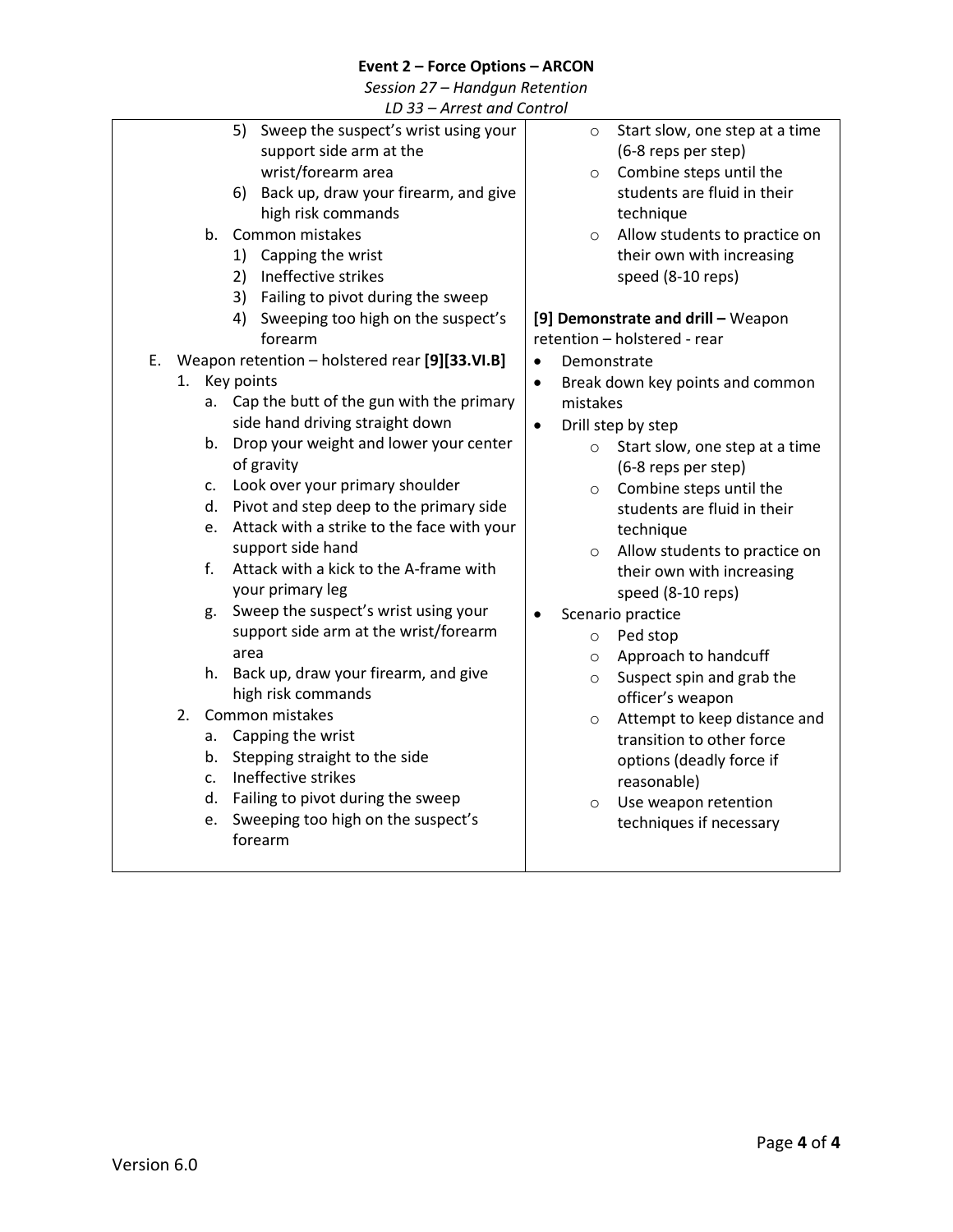| | |
|---|---|
| 5) Sweep the suspect's wrist using your support side arm at the wrist/forearm area<br>6) Back up, draw your firearm, and give high risk commands<br>b. Common mistakes<br>1) Capping the wrist<br>2) Ineffective strikes<br>3) Failing to pivot during the sweep<br>4) Sweeping too high on the suspect's forearm | ○ Start slow, one step at a time (6-8 reps per step)<br>○ Combine steps until the students are fluid in their technique<br>○ Allow students to practice on their own with increasing speed (8-10 reps) |
| E. Weapon retention – holstered rear **[9][33.VI.B]**<br>1. Key points<br>a. Cap the butt of the gun with the primary side hand driving straight down<br>b. Drop your weight and lower your center of gravity<br>c. Look over your primary shoulder<br>d. Pivot and step deep to the primary side<br>e. Attack with a strike to the face with your support side hand<br>f. Attack with a kick to the A-frame with your primary leg<br>g. Sweep the suspect's wrist using your support side arm at the wrist/forearm area<br>h. Back up, draw your firearm, and give high risk commands<br>2. Common mistakes<br>a. Capping the wrist<br>b. Stepping straight to the side<br>c. Ineffective strikes<br>d. Failing to pivot during the sweep<br>e. Sweeping too high on the suspect's forearm | **[9] Demonstrate and drill –** Weapon retention – holstered - rear<br>• Demonstrate<br>• Break down key points and common mistakes<br>• Drill step by step<br>○ Start slow, one step at a time (6-8 reps per step)<br>○ Combine steps until the students are fluid in their technique<br>○ Allow students to practice on their own with increasing speed (8-10 reps)<br>• Scenario practice<br>○ Ped stop<br>○ Approach to handcuff<br>○ Suspect spin and grab the officer's weapon<br>○ Attempt to keep distance and transition to other force options (deadly force if reasonable)<br>○ Use weapon retention techniques if necessary |